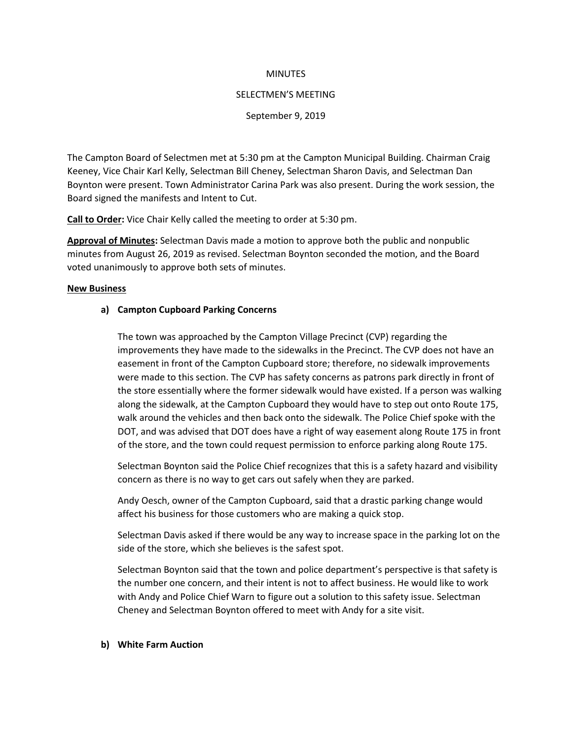MINUTES

SELECTMEN'S MEETING

September 9, 2019

The Campton Board of Selectmen met at 5:30 pm at the Campton Municipal Building. Chairman Craig Keeney, Vice Chair Karl Kelly, Selectman Bill Cheney, Selectman Sharon Davis, and Selectman Dan Boynton were present. Town Administrator Carina Park was also present. During the work session, the Board signed the manifests and Intent to Cut.

**Call to Order:** Vice Chair Kelly called the meeting to order at 5:30 pm.

**Approval of Minutes:** Selectman Davis made a motion to approve both the public and nonpublic minutes from August 26, 2019 as revised. Selectman Boynton seconded the motion, and the Board voted unanimously to approve both sets of minutes.

**New Business**

**a) Campton Cupboard Parking Concerns**

The town was approached by the Campton Village Precinct (CVP) regarding the improvements they have made to the sidewalks in the Precinct. The CVP does not have an easement in front of the Campton Cupboard store; therefore, no sidewalk improvements were made to this section. The CVP has safety concerns as patrons park directly in front of the store essentially where the former sidewalk would have existed. If a person was walking along the sidewalk, at the Campton Cupboard they would have to step out onto Route 175, walk around the vehicles and then back onto the sidewalk. The Police Chief spoke with the DOT, and was advised that DOT does have a right of way easement along Route 175 in front of the store, and the town could request permission to enforce parking along Route 175.

Selectman Boynton said the Police Chief recognizes that this is a safety hazard and visibility concern as there is no way to get cars out safely when they are parked.

Andy Oesch, owner of the Campton Cupboard, said that a drastic parking change would affect his business for those customers who are making a quick stop.

Selectman Davis asked if there would be any way to increase space in the parking lot on the side of the store, which she believes is the safest spot.

Selectman Boynton said that the town and police department's perspective is that safety is the number one concern, and their intent is not to affect business. He would like to work with Andy and Police Chief Warn to figure out a solution to this safety issue. Selectman Cheney and Selectman Boynton offered to meet with Andy for a site visit.

**b) White Farm Auction**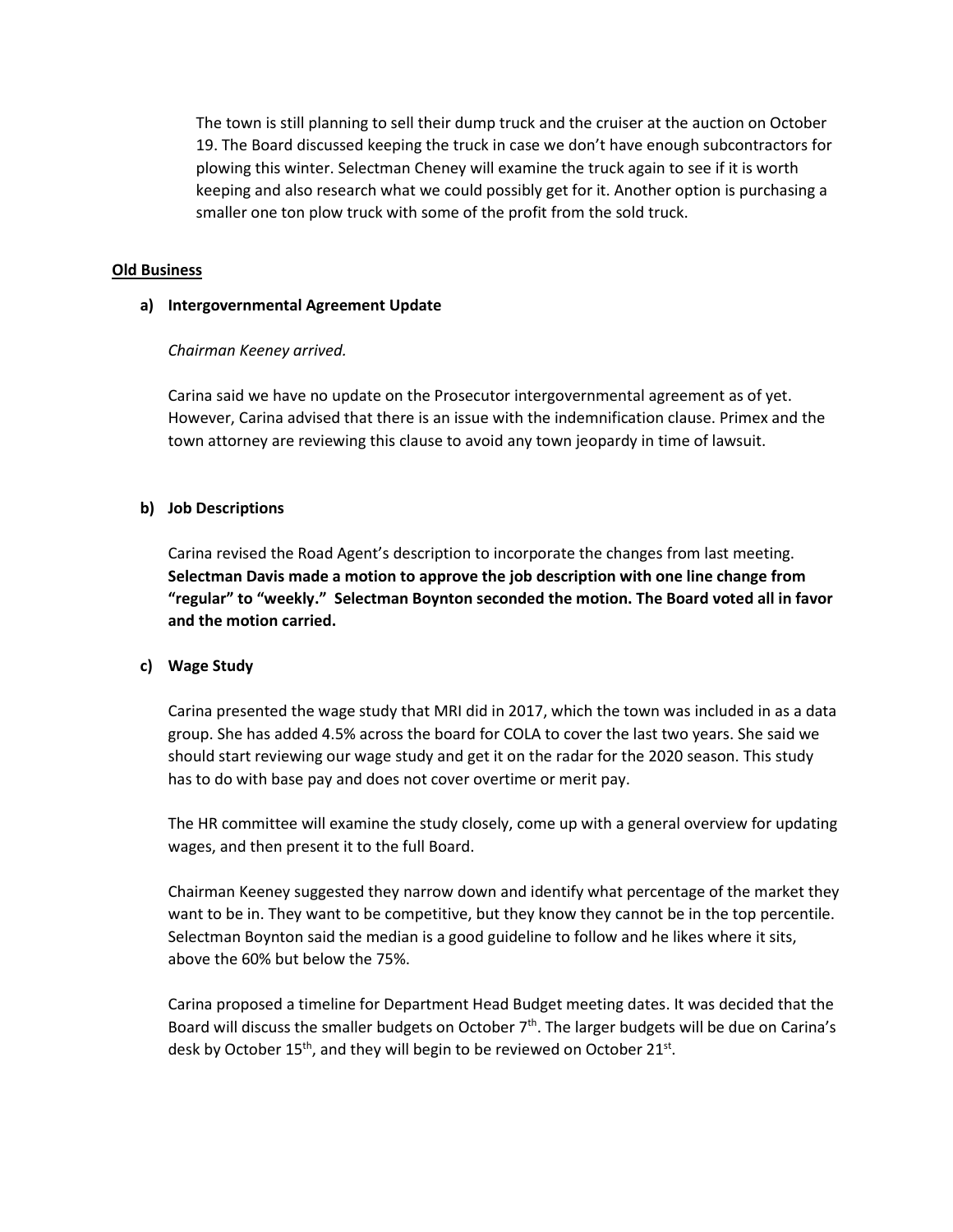The town is still planning to sell their dump truck and the cruiser at the auction on October 19. The Board discussed keeping the truck in case we don't have enough subcontractors for plowing this winter. Selectman Cheney will examine the truck again to see if it is worth keeping and also research what we could possibly get for it. Another option is purchasing a smaller one ton plow truck with some of the profit from the sold truck.

## Old Business

### a) Intergovernmental Agreement Update

*Chairman Keeney arrived.*

Carina said we have no update on the Prosecutor intergovernmental agreement as of yet. However, Carina advised that there is an issue with the indemnification clause. Primex and the town attorney are reviewing this clause to avoid any town jeopardy in time of lawsuit.

### b) Job Descriptions

Carina revised the Road Agent's description to incorporate the changes from last meeting. **Selectman Davis made a motion to approve the job description with one line change from "regular" to "weekly." Selectman Boynton seconded the motion. The Board voted all in favor and the motion carried.**

### c) Wage Study

Carina presented the wage study that MRI did in 2017, which the town was included in as a data group. She has added 4.5% across the board for COLA to cover the last two years. She said we should start reviewing our wage study and get it on the radar for the 2020 season. This study has to do with base pay and does not cover overtime or merit pay.

The HR committee will examine the study closely, come up with a general overview for updating wages, and then present it to the full Board.

Chairman Keeney suggested they narrow down and identify what percentage of the market they want to be in. They want to be competitive, but they know they cannot be in the top percentile. Selectman Boynton said the median is a good guideline to follow and he likes where it sits, above the 60% but below the 75%.

Carina proposed a timeline for Department Head Budget meeting dates. It was decided that the Board will discuss the smaller budgets on October 7th. The larger budgets will be due on Carina's desk by October 15th, and they will begin to be reviewed on October 21st.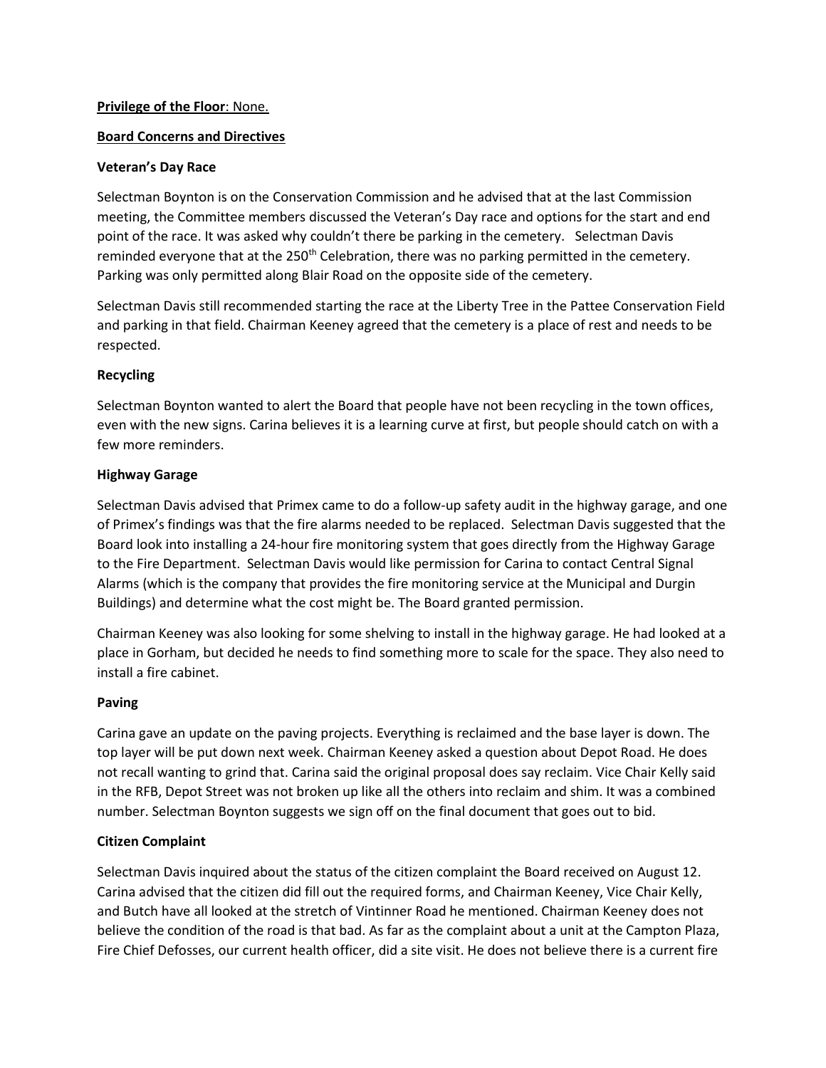**Privilege of the Floor**: None.

**Board Concerns and Directives**

**Veteran's Day Race**

Selectman Boynton is on the Conservation Commission and he advised that at the last Commission meeting, the Committee members discussed the Veteran's Day race and options for the start and end point of the race. It was asked why couldn't there be parking in the cemetery. Selectman Davis reminded everyone that at the 250th Celebration, there was no parking permitted in the cemetery. Parking was only permitted along Blair Road on the opposite side of the cemetery.

Selectman Davis still recommended starting the race at the Liberty Tree in the Pattee Conservation Field and parking in that field. Chairman Keeney agreed that the cemetery is a place of rest and needs to be respected.

**Recycling**

Selectman Boynton wanted to alert the Board that people have not been recycling in the town offices, even with the new signs. Carina believes it is a learning curve at first, but people should catch on with a few more reminders.

**Highway Garage**

Selectman Davis advised that Primex came to do a follow-up safety audit in the highway garage, and one of Primex's findings was that the fire alarms needed to be replaced. Selectman Davis suggested that the Board look into installing a 24-hour fire monitoring system that goes directly from the Highway Garage to the Fire Department. Selectman Davis would like permission for Carina to contact Central Signal Alarms (which is the company that provides the fire monitoring service at the Municipal and Durgin Buildings) and determine what the cost might be. The Board granted permission.

Chairman Keeney was also looking for some shelving to install in the highway garage. He had looked at a place in Gorham, but decided he needs to find something more to scale for the space. They also need to install a fire cabinet.

**Paving**

Carina gave an update on the paving projects. Everything is reclaimed and the base layer is down. The top layer will be put down next week. Chairman Keeney asked a question about Depot Road. He does not recall wanting to grind that. Carina said the original proposal does say reclaim. Vice Chair Kelly said in the RFB, Depot Street was not broken up like all the others into reclaim and shim. It was a combined number. Selectman Boynton suggests we sign off on the final document that goes out to bid.

**Citizen Complaint**

Selectman Davis inquired about the status of the citizen complaint the Board received on August 12. Carina advised that the citizen did fill out the required forms, and Chairman Keeney, Vice Chair Kelly, and Butch have all looked at the stretch of Vintinner Road he mentioned. Chairman Keeney does not believe the condition of the road is that bad. As far as the complaint about a unit at the Campton Plaza, Fire Chief Defosses, our current health officer, did a site visit. He does not believe there is a current fire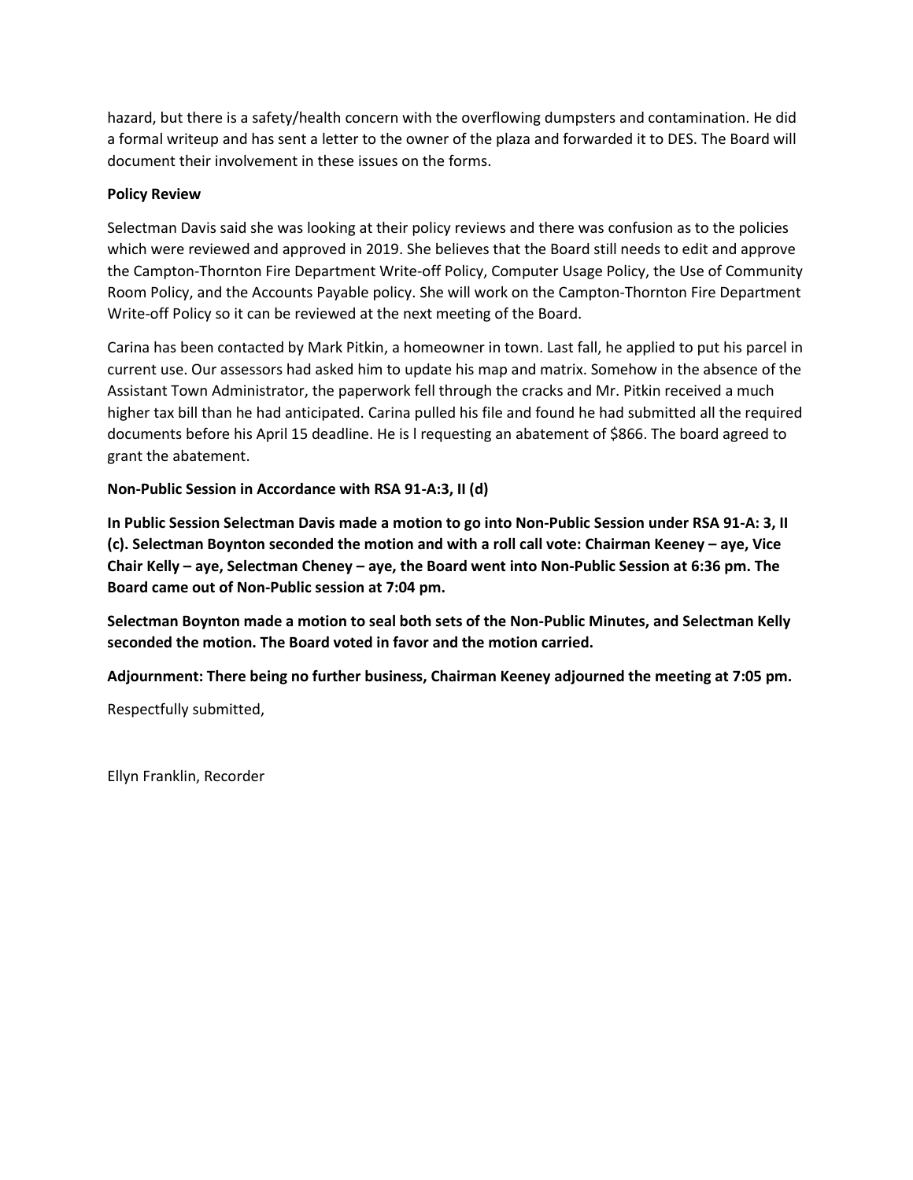hazard, but there is a safety/health concern with the overflowing dumpsters and contamination. He did a formal writeup and has sent a letter to the owner of the plaza and forwarded it to DES. The Board will document their involvement in these issues on the forms.

**Policy Review**

Selectman Davis said she was looking at their policy reviews and there was confusion as to the policies which were reviewed and approved in 2019. She believes that the Board still needs to edit and approve the Campton-Thornton Fire Department Write-off Policy, Computer Usage Policy, the Use of Community Room Policy, and the Accounts Payable policy. She will work on the Campton-Thornton Fire Department Write-off Policy so it can be reviewed at the next meeting of the Board.

Carina has been contacted by Mark Pitkin, a homeowner in town. Last fall, he applied to put his parcel in current use. Our assessors had asked him to update his map and matrix. Somehow in the absence of the Assistant Town Administrator, the paperwork fell through the cracks and Mr. Pitkin received a much higher tax bill than he had anticipated. Carina pulled his file and found he had submitted all the required documents before his April 15 deadline. He is l requesting an abatement of $866. The board agreed to grant the abatement.

**Non-Public Session in Accordance with RSA 91-A:3, II (d)**

**In Public Session Selectman Davis made a motion to go into Non-Public Session under RSA 91-A: 3, II (c). Selectman Boynton seconded the motion and with a roll call vote: Chairman Keeney – aye, Vice Chair Kelly – aye, Selectman Cheney – aye, the Board went into Non-Public Session at 6:36 pm. The Board came out of Non-Public session at 7:04 pm.**

**Selectman Boynton made a motion to seal both sets of the Non-Public Minutes, and Selectman Kelly seconded the motion. The Board voted in favor and the motion carried.**

**Adjournment: There being no further business, Chairman Keeney adjourned the meeting at 7:05 pm.**

Respectfully submitted,

Ellyn Franklin, Recorder